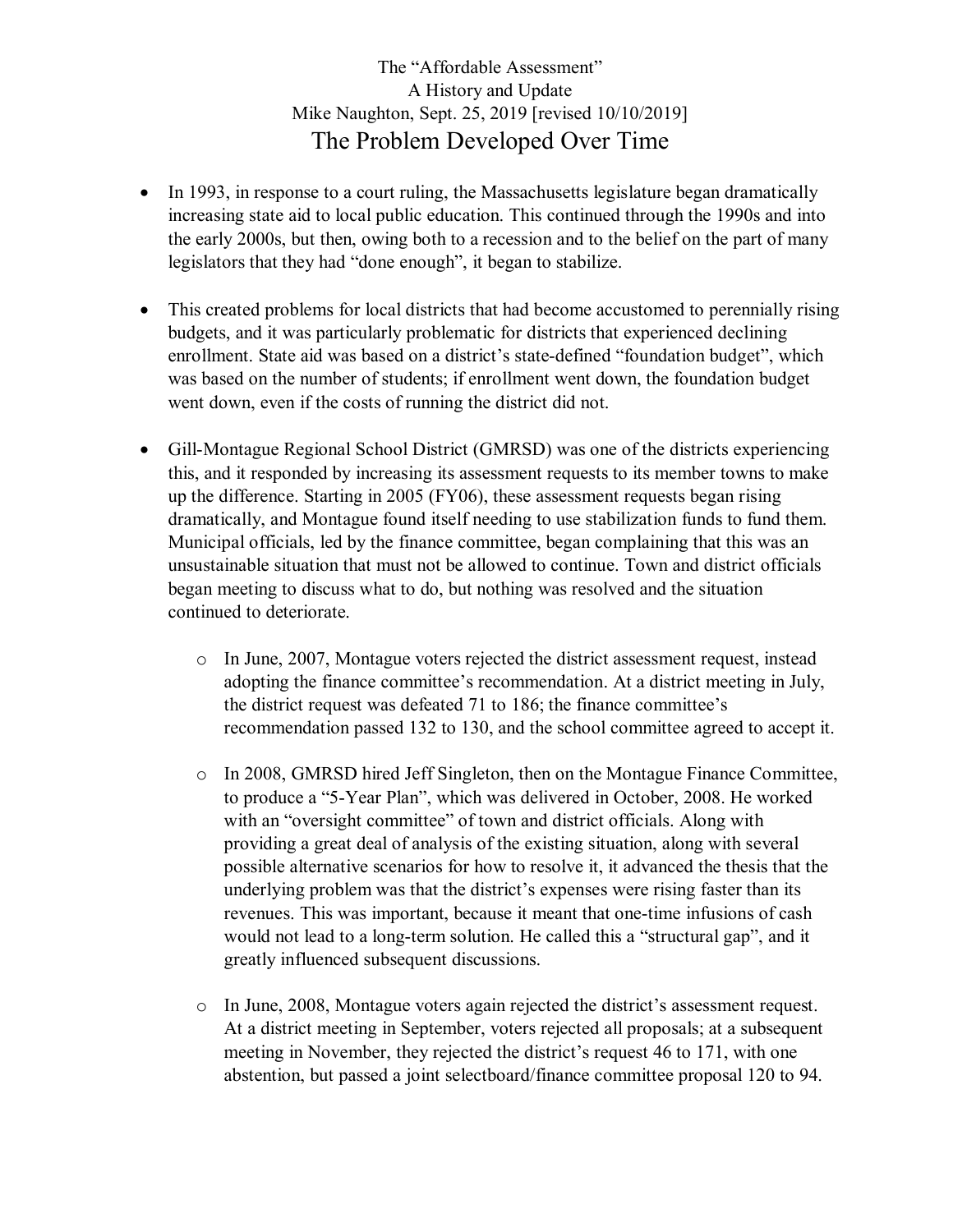The "Affordable Assessment"
A History and Update
Mike Naughton, Sept. 25, 2019 [revised 10/10/2019]

# The Problem Developed Over Time

- In 1993, in response to a court ruling, the Massachusetts legislature began dramatically increasing state aid to local public education. This continued through the 1990s and into the early 2000s, but then, owing both to a recession and to the belief on the part of many legislators that they had "done enough", it began to stabilize.

- This created problems for local districts that had become accustomed to perennially rising budgets, and it was particularly problematic for districts that experienced declining enrollment. State aid was based on a district's state-defined "foundation budget", which was based on the number of students; if enrollment went down, the foundation budget went down, even if the costs of running the district did not.

- Gill-Montague Regional School District (GMRSD) was one of the districts experiencing this, and it responded by increasing its assessment requests to its member towns to make up the difference. Starting in 2005 (FY06), these assessment requests began rising dramatically, and Montague found itself needing to use stabilization funds to fund them. Municipal officials, led by the finance committee, began complaining that this was an unsustainable situation that must not be allowed to continue. Town and district officials began meeting to discuss what to do, but nothing was resolved and the situation continued to deteriorate.

  - In June, 2007, Montague voters rejected the district assessment request, instead adopting the finance committee's recommendation. At a district meeting in July, the district request was defeated 71 to 186; the finance committee's recommendation passed 132 to 130, and the school committee agreed to accept it.

  - In 2008, GMRSD hired Jeff Singleton, then on the Montague Finance Committee, to produce a "5-Year Plan", which was delivered in October, 2008. He worked with an "oversight committee" of town and district officials. Along with providing a great deal of analysis of the existing situation, along with several possible alternative scenarios for how to resolve it, it advanced the thesis that the underlying problem was that the district's expenses were rising faster than its revenues. This was important, because it meant that one-time infusions of cash would not lead to a long-term solution. He called this a "structural gap", and it greatly influenced subsequent discussions.

  - In June, 2008, Montague voters again rejected the district's assessment request. At a district meeting in September, voters rejected all proposals; at a subsequent meeting in November, they rejected the district's request 46 to 171, with one abstention, but passed a joint selectboard/finance committee proposal 120 to 94.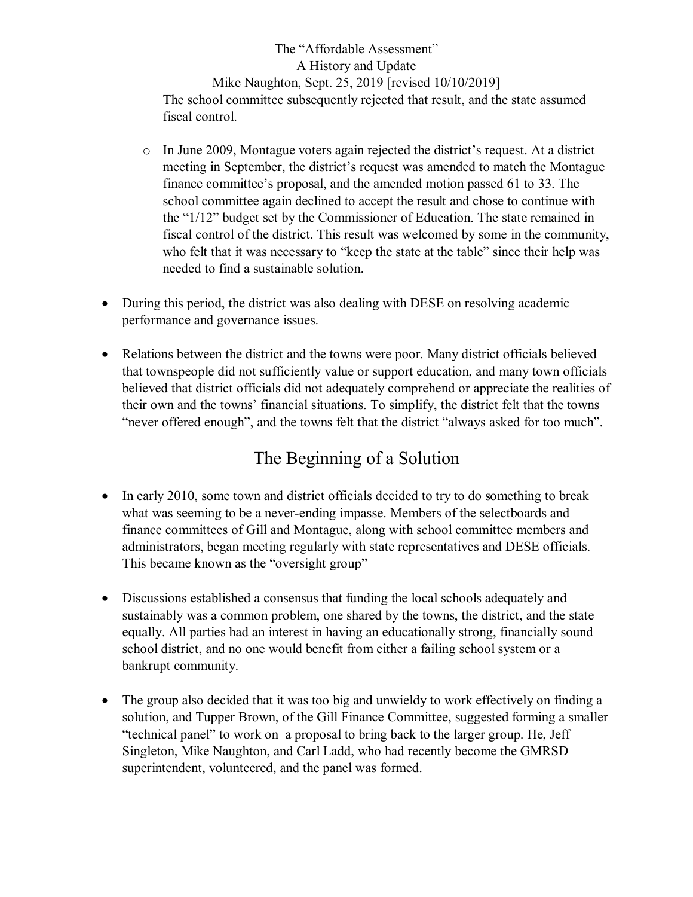The school committee subsequently rejected that result, and the state assumed fiscal control.

  - In June 2009, Montague voters again rejected the district's request. At a district meeting in September, the district's request was amended to match the Montague finance committee's proposal, and the amended motion passed 61 to 33. The school committee again declined to accept the result and chose to continue with the "1/12" budget set by the Commissioner of Education. The state remained in fiscal control of the district. This result was welcomed by some in the community, who felt that it was necessary to "keep the state at the table" since their help was needed to find a sustainable solution.

- During this period, the district was also dealing with DESE on resolving academic performance and governance issues.

- Relations between the district and the towns were poor. Many district officials believed that townspeople did not sufficiently value or support education, and many town officials believed that district officials did not adequately comprehend or appreciate the realities of their own and the towns' financial situations. To simplify, the district felt that the towns "never offered enough", and the towns felt that the district "always asked for too much".

## The Beginning of a Solution

- In early 2010, some town and district officials decided to try to do something to break what was seeming to be a never-ending impasse. Members of the selectboards and finance committees of Gill and Montague, along with school committee members and administrators, began meeting regularly with state representatives and DESE officials. This became known as the "oversight group"

- Discussions established a consensus that funding the local schools adequately and sustainably was a common problem, one shared by the towns, the district, and the state equally. All parties had an interest in having an educationally strong, financially sound school district, and no one would benefit from either a failing school system or a bankrupt community.

- The group also decided that it was too big and unwieldy to work effectively on finding a solution, and Tupper Brown, of the Gill Finance Committee, suggested forming a smaller "technical panel" to work on a proposal to bring back to the larger group. He, Jeff Singleton, Mike Naughton, and Carl Ladd, who had recently become the GMRSD superintendent, volunteered, and the panel was formed.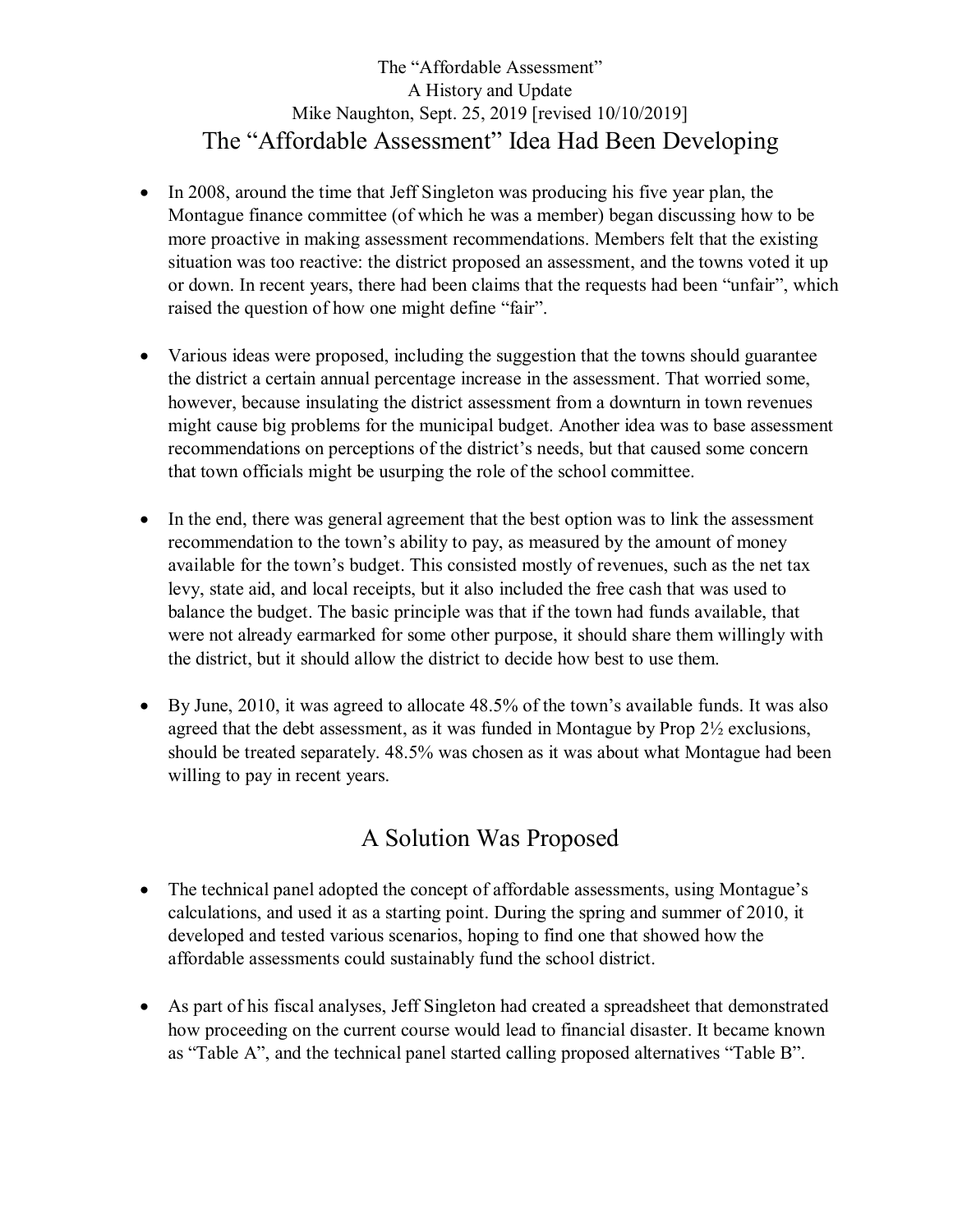The “Affordable Assessment”

A History and Update

Mike Naughton, Sept. 25, 2019 [revised 10/10/2019]

## The “Affordable Assessment” Idea Had Been Developing

- In 2008, around the time that Jeff Singleton was producing his five year plan, the Montague finance committee (of which he was a member) began discussing how to be more proactive in making assessment recommendations. Members felt that the existing situation was too reactive: the district proposed an assessment, and the towns voted it up or down. In recent years, there had been claims that the requests had been “unfair”, which raised the question of how one might define “fair”.

- Various ideas were proposed, including the suggestion that the towns should guarantee the district a certain annual percentage increase in the assessment. That worried some, however, because insulating the district assessment from a downturn in town revenues might cause big problems for the municipal budget. Another idea was to base assessment recommendations on perceptions of the district’s needs, but that caused some concern that town officials might be usurping the role of the school committee.

- In the end, there was general agreement that the best option was to link the assessment recommendation to the town’s ability to pay, as measured by the amount of money available for the town’s budget. This consisted mostly of revenues, such as the net tax levy, state aid, and local receipts, but it also included the free cash that was used to balance the budget. The basic principle was that if the town had funds available, that were not already earmarked for some other purpose, it should share them willingly with the district, but it should allow the district to decide how best to use them.

- By June, 2010, it was agreed to allocate 48.5% of the town’s available funds. It was also agreed that the debt assessment, as it was funded in Montague by Prop 2½ exclusions, should be treated separately. 48.5% was chosen as it was about what Montague had been willing to pay in recent years.

## A Solution Was Proposed

- The technical panel adopted the concept of affordable assessments, using Montague’s calculations, and used it as a starting point. During the spring and summer of 2010, it developed and tested various scenarios, hoping to find one that showed how the affordable assessments could sustainably fund the school district.

- As part of his fiscal analyses, Jeff Singleton had created a spreadsheet that demonstrated how proceeding on the current course would lead to financial disaster. It became known as “Table A”, and the technical panel started calling proposed alternatives “Table B”.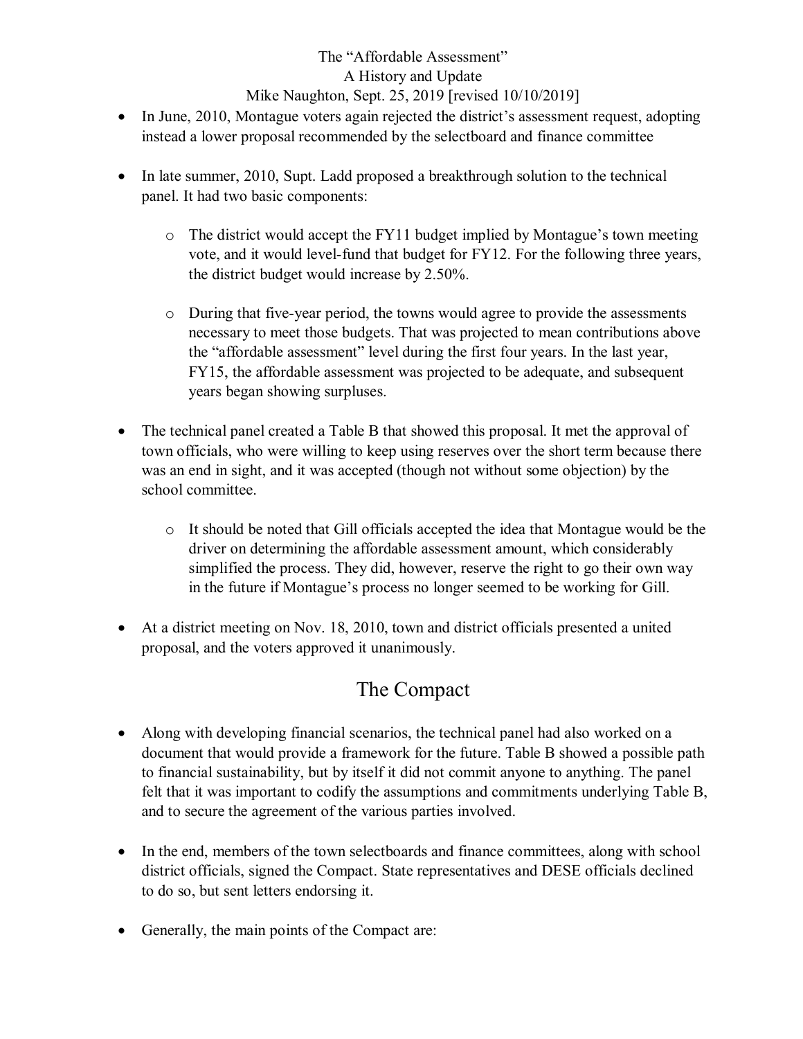- In June, 2010, Montague voters again rejected the district's assessment request, adopting instead a lower proposal recommended by the selectboard and finance committee

- In late summer, 2010, Supt. Ladd proposed a breakthrough solution to the technical panel. It had two basic components:

  - The district would accept the FY11 budget implied by Montague's town meeting vote, and it would level-fund that budget for FY12. For the following three years, the district budget would increase by 2.50%.

  - During that five-year period, the towns would agree to provide the assessments necessary to meet those budgets. That was projected to mean contributions above the "affordable assessment" level during the first four years. In the last year, FY15, the affordable assessment was projected to be adequate, and subsequent years began showing surpluses.

- The technical panel created a Table B that showed this proposal. It met the approval of town officials, who were willing to keep using reserves over the short term because there was an end in sight, and it was accepted (though not without some objection) by the school committee.

  - It should be noted that Gill officials accepted the idea that Montague would be the driver on determining the affordable assessment amount, which considerably simplified the process. They did, however, reserve the right to go their own way in the future if Montague's process no longer seemed to be working for Gill.

- At a district meeting on Nov. 18, 2010, town and district officials presented a united proposal, and the voters approved it unanimously.

## The Compact

- Along with developing financial scenarios, the technical panel had also worked on a document that would provide a framework for the future. Table B showed a possible path to financial sustainability, but by itself it did not commit anyone to anything. The panel felt that it was important to codify the assumptions and commitments underlying Table B, and to secure the agreement of the various parties involved.

- In the end, members of the town selectboards and finance committees, along with school district officials, signed the Compact. State representatives and DESE officials declined to do so, but sent letters endorsing it.

- Generally, the main points of the Compact are: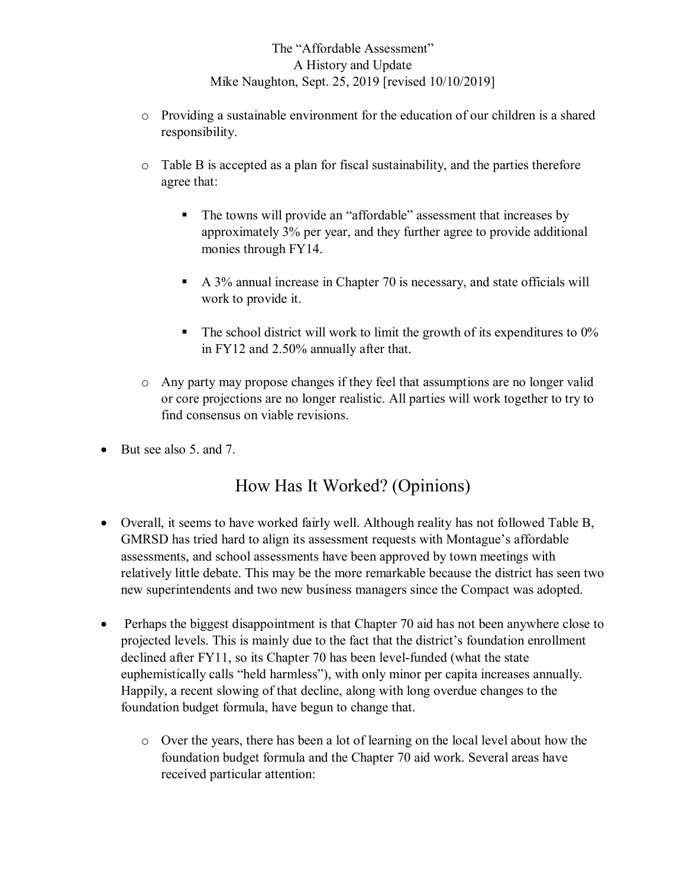- Providing a sustainable environment for the education of our children is a shared responsibility.

- Table B is accepted as a plan for fiscal sustainability, and the parties therefore agree that:

  - The towns will provide an "affordable" assessment that increases by approximately 3% per year, and they further agree to provide additional monies through FY14.

  - A 3% annual increase in Chapter 70 is necessary, and state officials will work to provide it.

  - The school district will work to limit the growth of its expenditures to 0% in FY12 and 2.50% annually after that.

- Any party may propose changes if they feel that assumptions are no longer valid or core projections are no longer realistic. All parties will work together to try to find consensus on viable revisions.

- But see also 5. and 7.

## How Has It Worked? (Opinions)

- Overall, it seems to have worked fairly well. Although reality has not followed Table B, GMRSD has tried hard to align its assessment requests with Montague's affordable assessments, and school assessments have been approved by town meetings with relatively little debate. This may be the more remarkable because the district has seen two new superintendents and two new business managers since the Compact was adopted.

- Perhaps the biggest disappointment is that Chapter 70 aid has not been anywhere close to projected levels. This is mainly due to the fact that the district's foundation enrollment declined after FY11, so its Chapter 70 has been level-funded (what the state euphemistically calls "held harmless"), with only minor per capita increases annually. Happily, a recent slowing of that decline, along with long overdue changes to the foundation budget formula, have begun to change that.

  - Over the years, there has been a lot of learning on the local level about how the foundation budget formula and the Chapter 70 aid work. Several areas have received particular attention: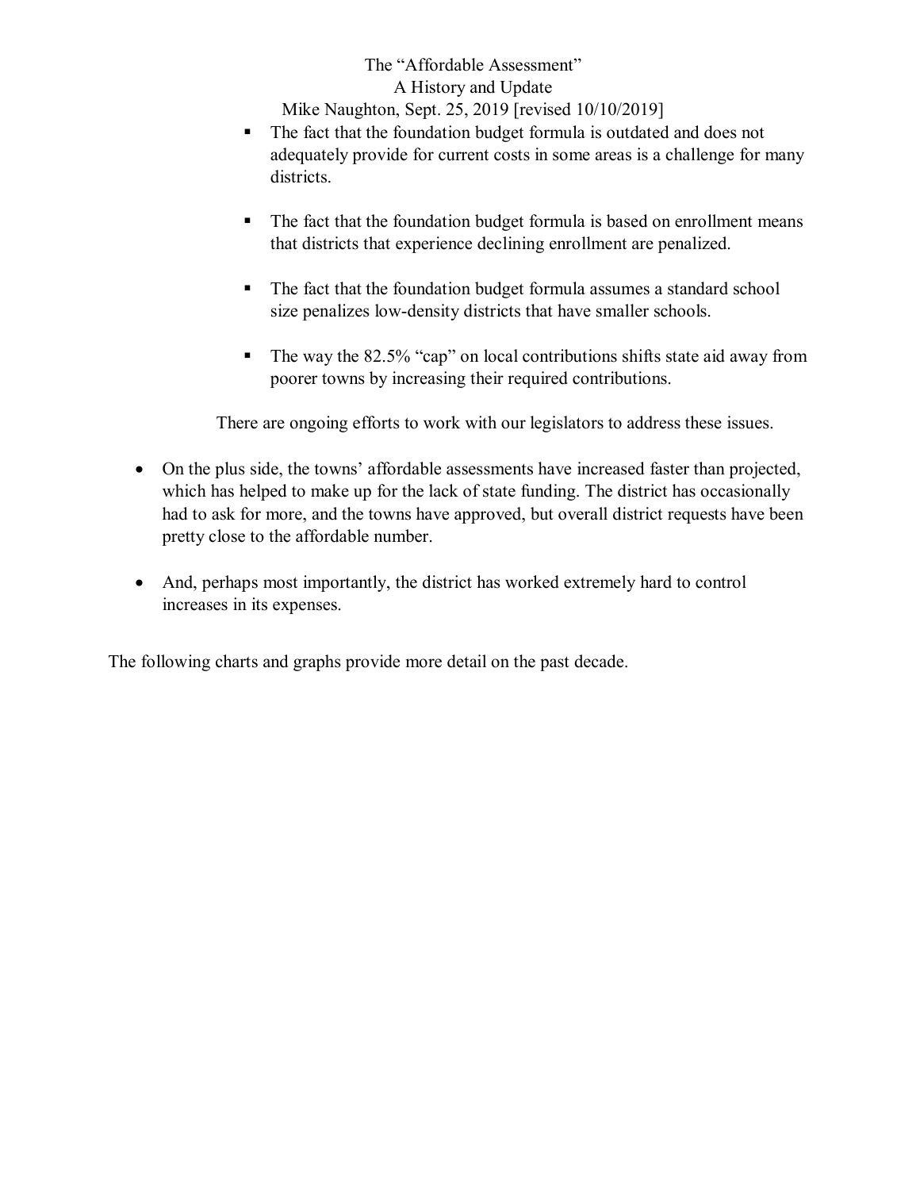- The fact that the foundation budget formula is outdated and does not adequately provide for current costs in some areas is a challenge for many districts.

  - The fact that the foundation budget formula is based on enrollment means that districts that experience declining enrollment are penalized.

  - The fact that the foundation budget formula assumes a standard school size penalizes low-density districts that have smaller schools.

  - The way the 82.5% "cap" on local contributions shifts state aid away from poorer towns by increasing their required contributions.

  There are ongoing efforts to work with our legislators to address these issues.

- On the plus side, the towns' affordable assessments have increased faster than projected, which has helped to make up for the lack of state funding. The district has occasionally had to ask for more, and the towns have approved, but overall district requests have been pretty close to the affordable number.

- And, perhaps most importantly, the district has worked extremely hard to control increases in its expenses.

The following charts and graphs provide more detail on the past decade.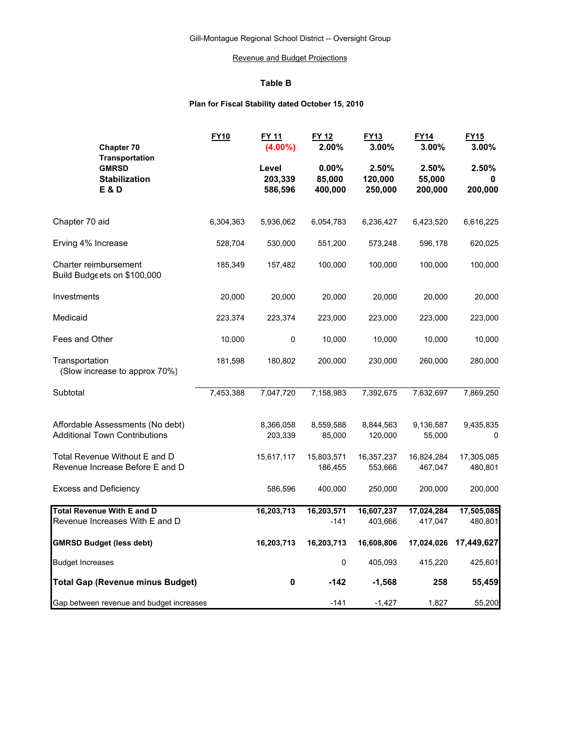Gill-Montague Regional School District -- Oversight Group

Revenue and Budget Projections

### Table B

**Plan for Fiscal Stability dated October 15, 2010**

| | FY10 | FY 11 | FY 12 | FY13 | FY14 | FY15 |
|---|---|---|---|---|---|---|
| **Chapter 70** | | **(4.00%)** | **2.00%** | **3.00%** | **3.00%** | **3.00%** |
| **Transportation** | | | | | | |
| **GMRSD** | | **Level** | **0.00%** | **2.50%** | **2.50%** | **2.50%** |
| **Stabilization** | | **203,339** | **85,000** | **120,000** | **55,000** | **0** |
| **E & D** | | **586,596** | **400,000** | **250,000** | **200,000** | **200,000** |
| Chapter 70 aid | 6,304,363 | 5,936,062 | 6,054,783 | 6,236,427 | 6,423,520 | 6,616,225 |
| Erving 4% Increase | 528,704 | 530,000 | 551,200 | 573,248 | 596,178 | 620,025 |
| Charter reimbursement Build Budgeets on $100,000 | 185,349 | 157,482 | 100,000 | 100,000 | 100,000 | 100,000 |
| Investments | 20,000 | 20,000 | 20,000 | 20,000 | 20,000 | 20,000 |
| Medicaid | 223,374 | 223,374 | 223,000 | 223,000 | 223,000 | 223,000 |
| Fees and Other | 10,000 | 0 | 10,000 | 10,000 | 10,000 | 10,000 |
| Transportation (Slow increase to approx 70%) | 181,598 | 180,802 | 200,000 | 230,000 | 260,000 | 280,000 |
| Subtotal | 7,453,388 | 7,047,720 | 7,158,983 | 7,392,675 | 7,632,697 | 7,869,250 |
| Affordable Assessments (No debt) | | 8,366,058 | 8,559,588 | 8,844,563 | 9,136,587 | 9,435,835 |
| Additional Town Contributions | | 203,339 | 85,000 | 120,000 | 55,000 | 0 |
| Total Revenue Without E and D | | 15,617,117 | 15,803,571 | 16,357,237 | 16,824,284 | 17,305,085 |
| Revenue Increase Before E and D | | | 186,455 | 553,666 | 467,047 | 480,801 |
| Excess and Deficiency | | 586,596 | 400,000 | 250,000 | 200,000 | 200,000 |
| **Total Revenue With E and D** | | **16,203,713** | **16,203,571** | **16,607,237** | **17,024,284** | **17,505,085** |
| Revenue Increases With E and D | | | -141 | 403,666 | 417,047 | 480,801 |
| **GMRSD Budget (less debt)** | | **16,203,713** | **16,203,713** | **16,608,806** | **17,024,026** | **17,449,627** |
| Budget Increases | | | 0 | 405,093 | 415,220 | 425,601 |
| **Total Gap (Revenue minus Budget)** | | **0** | **-142** | **-1,568** | **258** | **55,459** |
| Gap between revenue and budget increases | | | -141 | -1,427 | 1,827 | 55,200 |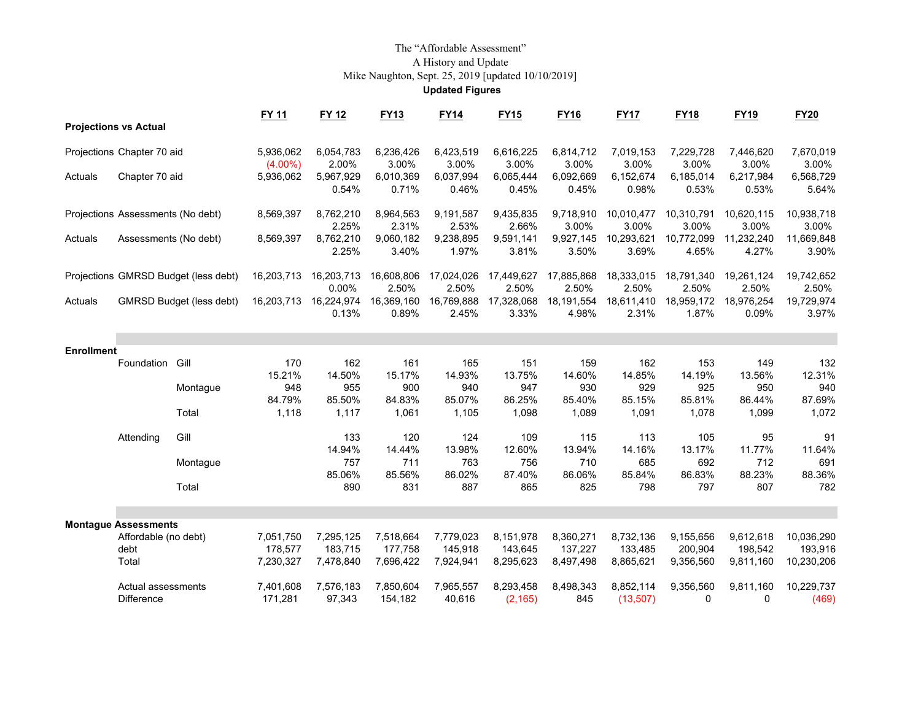The "Affordable Assessment"
A History and Update
Mike Naughton, Sept. 25, 2019 [updated 10/10/2019]

**Updated Figures**

| | | | FY 11 | FY 12 | FY13 | FY14 | FY15 | FY16 | FY17 | FY18 | FY19 | FY20 |
|---|---|---|---|---|---|---|---|---|---|---|---|---|
| **Projections vs Actual** | | | | | | | | | | | | |
| Projections | Chapter 70 aid | | 5,936,062 | 6,054,783 | 6,236,426 | 6,423,519 | 6,616,225 | 6,814,712 | 7,019,153 | 7,229,728 | 7,446,620 | 7,670,019 |
| | | | (4.00%) | 2.00% | 3.00% | 3.00% | 3.00% | 3.00% | 3.00% | 3.00% | 3.00% | 3.00% |
| Actuals | Chapter 70 aid | | 5,936,062 | 5,967,929 | 6,010,369 | 6,037,994 | 6,065,444 | 6,092,669 | 6,152,674 | 6,185,014 | 6,217,984 | 6,568,729 |
| | | | | 0.54% | 0.71% | 0.46% | 0.45% | 0.45% | 0.98% | 0.53% | 0.53% | 5.64% |
| Projections | Assessments (No debt) | | 8,569,397 | 8,762,210 | 8,964,563 | 9,191,587 | 9,435,835 | 9,718,910 | 10,010,477 | 10,310,791 | 10,620,115 | 10,938,718 |
| | | | | 2.25% | 2.31% | 2.53% | 2.66% | 3.00% | 3.00% | 3.00% | 3.00% | 3.00% |
| Actuals | Assessments (No debt) | | 8,569,397 | 8,762,210 | 9,060,182 | 9,238,895 | 9,591,141 | 9,927,145 | 10,293,621 | 10,772,099 | 11,232,240 | 11,669,848 |
| | | | | 2.25% | 3.40% | 1.97% | 3.81% | 3.50% | 3.69% | 4.65% | 4.27% | 3.90% |
| Projections | GMRSD Budget (less debt) | | 16,203,713 | 16,203,713 | 16,608,806 | 17,024,026 | 17,449,627 | 17,885,868 | 18,333,015 | 18,791,340 | 19,261,124 | 19,742,652 |
| | | | | 0.00% | 2.50% | 2.50% | 2.50% | 2.50% | 2.50% | 2.50% | 2.50% | 2.50% |
| Actuals | GMRSD Budget (less debt) | | 16,203,713 | 16,224,974 | 16,369,160 | 16,769,888 | 17,328,068 | 18,191,554 | 18,611,410 | 18,959,172 | 18,976,254 | 19,729,974 |
| | | | | 0.13% | 0.89% | 2.45% | 3.33% | 4.98% | 2.31% | 1.87% | 0.09% | 3.97% |
| **Enrollment** | | | | | | | | | | | | |
| | Foundation | Gill | 170 | 162 | 161 | 165 | 151 | 159 | 162 | 153 | 149 | 132 |
| | | | 15.21% | 14.50% | 15.17% | 14.93% | 13.75% | 14.60% | 14.85% | 14.19% | 13.56% | 12.31% |
| | | Montague | 948 | 955 | 900 | 940 | 947 | 930 | 929 | 925 | 950 | 940 |
| | | | 84.79% | 85.50% | 84.83% | 85.07% | 86.25% | 85.40% | 85.15% | 85.81% | 86.44% | 87.69% |
| | | Total | 1,118 | 1,117 | 1,061 | 1,105 | 1,098 | 1,089 | 1,091 | 1,078 | 1,099 | 1,072 |
| | Attending | Gill | | 133 | 120 | 124 | 109 | 115 | 113 | 105 | 95 | 91 |
| | | | | 14.94% | 14.44% | 13.98% | 12.60% | 13.94% | 14.16% | 13.17% | 11.77% | 11.64% |
| | | Montague | | 757 | 711 | 763 | 756 | 710 | 685 | 692 | 712 | 691 |
| | | | | 85.06% | 85.56% | 86.02% | 87.40% | 86.06% | 85.84% | 86.83% | 88.23% | 88.36% |
| | | Total | | 890 | 831 | 887 | 865 | 825 | 798 | 797 | 807 | 782 |
| **Montague Assessments** | | | | | | | | | | | | |
| | Affordable (no debt) | | 7,051,750 | 7,295,125 | 7,518,664 | 7,779,023 | 8,151,978 | 8,360,271 | 8,732,136 | 9,155,656 | 9,612,618 | 10,036,290 |
| | debt | | 178,577 | 183,715 | 177,758 | 145,918 | 143,645 | 137,227 | 133,485 | 200,904 | 198,542 | 193,916 |
| | Total | | 7,230,327 | 7,478,840 | 7,696,422 | 7,924,941 | 8,295,623 | 8,497,498 | 8,865,621 | 9,356,560 | 9,811,160 | 10,230,206 |
| | Actual assessments | | 7,401,608 | 7,576,183 | 7,850,604 | 7,965,557 | 8,293,458 | 8,498,343 | 8,852,114 | 9,356,560 | 9,811,160 | 10,229,737 |
| | Difference | | 171,281 | 97,343 | 154,182 | 40,616 | (2,165) | 845 | (13,507) | 0 | 0 | (469) |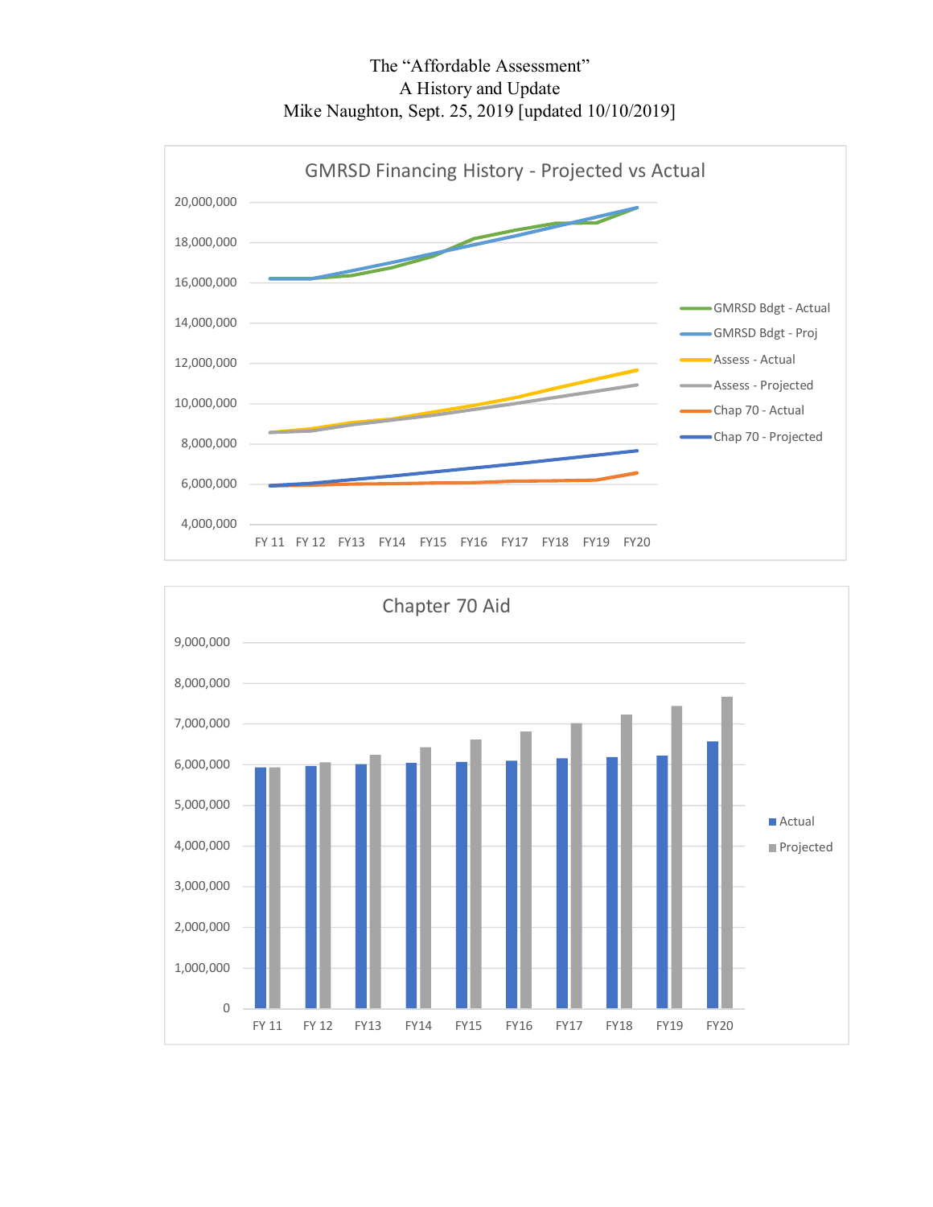# The "Affordable Assessment"

## A History and Update

Mike Naughton, Sept. 25, 2019 [updated 10/10/2019]

GMRSD Financing History - Projected vs Actual

Chapter 70 Aid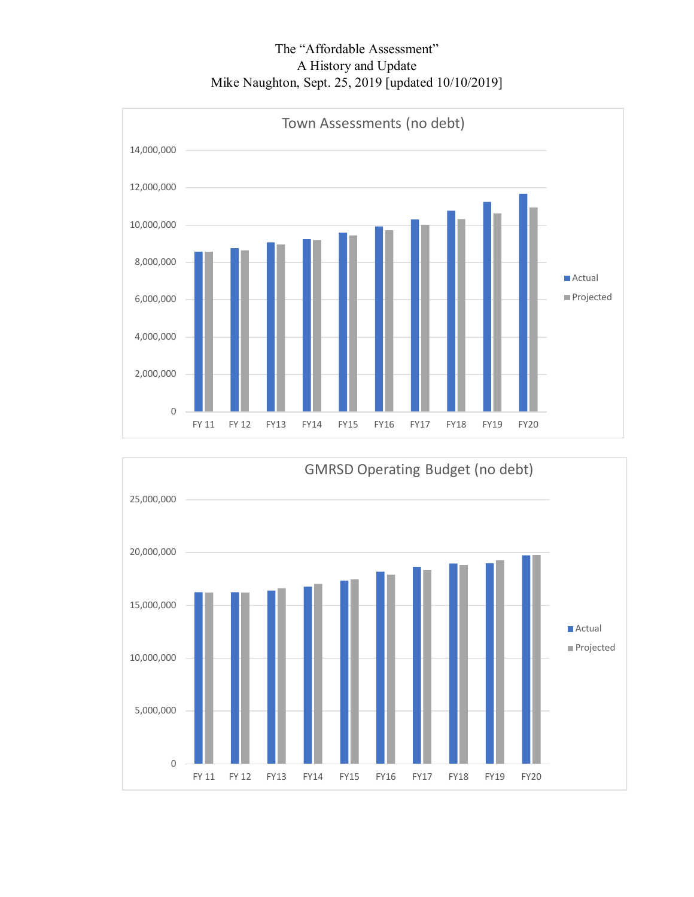The “Affordable Assessment”
A History and Update
Mike Naughton, Sept. 25, 2019 [updated 10/10/2019]

**Town Assessments (no debt)**

14,000,000
12,000,000
10,000,000
8,000,000
6,000,000
4,000,000
2,000,000
0

FY 11 FY 12 FY13 FY14 FY15 FY16 FY17 FY18 FY19 FY20

Actual
Projected

**GMRSD Operating Budget (no debt)**

25,000,000
20,000,000
15,000,000
10,000,000
5,000,000
0

FY 11 FY 12 FY13 FY14 FY15 FY16 FY17 FY18 FY19 FY20

Actual
Projected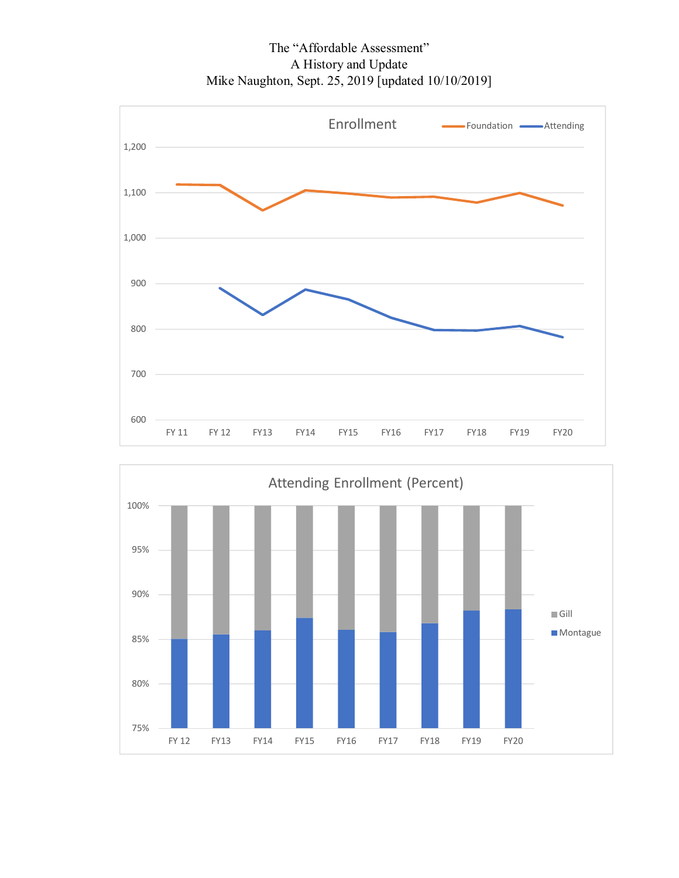The "Affordable Assessment"
A History and Update
Mike Naughton, Sept. 25, 2019 [updated 10/10/2019]

Enrollment

Foundation
Attending

1,200
1,100
1,000
900
800
700
600

FY 11
FY 12
FY13
FY14
FY15
FY16
FY17
FY18
FY19
FY20

Attending Enrollment (Percent)

100%
95%
90%
85%
80%
75%

FY 12
FY13
FY14
FY15
FY16
FY17
FY18
FY19
FY20

Gill
Montague